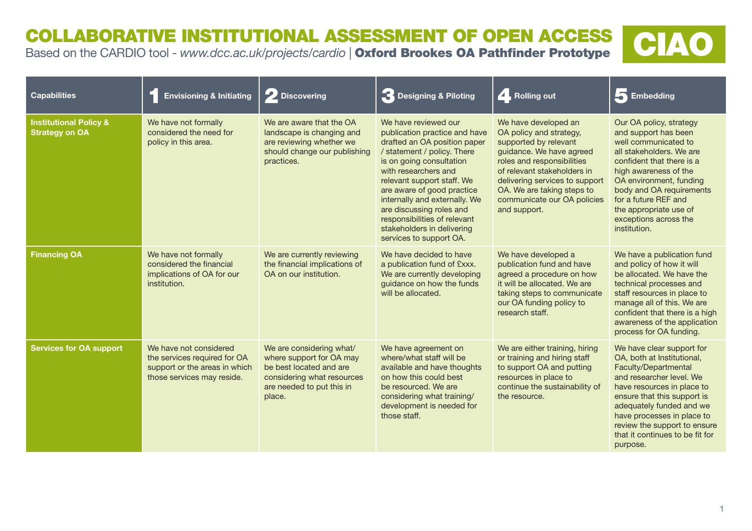# COLLABORATIVE INSTITUTIONAL ASSESSMENT OF OPEN ACCESS

Based on the CARDIO tool - *www.dcc.ac.uk/projects/cardio* | **Oxford Brookes OA Pathfinder Prototype**

**CIAO**

| Capabilities | 1 Envisioning & Initiating | 2 Discovering | 3 Designing & Piloting | 4 Rolling out | 5 Embedding |
|---|---|---|---|---|---|
| **Institutional Policy & Strategy on OA** | We have not formally considered the need for policy in this area. | We are aware that the OA landscape is changing and are reviewing whether we should change our publishing practices. | We have reviewed our publication practice and have drafted an OA position paper / statement / policy. There is on going consultation with researchers and relevant support staff. We are aware of good practice internally and externally. We are discussing roles and responsibilities of relevant stakeholders in delivering services to support OA. | We have developed an OA policy and strategy, supported by relevant guidance. We have agreed roles and responsibilities of relevant stakeholders in delivering services to support OA. We are taking steps to communicate our OA policies and support. | Our OA policy, strategy and support has been well communicated to all stakeholders. We are confident that there is a high awareness of the OA environment, funding body and OA requirements for a future REF and the appropriate use of exceptions across the institution. |
| **Financing OA** | We have not formally considered the financial implications of OA for our institution. | We are currently reviewing the financial implications of OA on our institution. | We have decided to have a publication fund of £xxx. We are currently developing guidance on how the funds will be allocated. | We have developed a publication fund and have agreed a procedure on how it will be allocated. We are taking steps to communicate our OA funding policy to research staff. | We have a publication fund and policy of how it will be allocated. We have the technical processes and staff resources in place to manage all of this. We are confident that there is a high awareness of the application process for OA funding. |
| **Services for OA support** | We have not considered the services required for OA support or the areas in which those services may reside. | We are considering what/ where support for OA may be best located and are considering what resources are needed to put this in place. | We have agreement on where/what staff will be available and have thoughts on how this could best be resourced. We are considering what training/ development is needed for those staff. | We are either training, hiring or training and hiring staff to support OA and putting resources in place to continue the sustainability of the resource. | We have clear support for OA, both at Institutional, Faculty/Departmental and researcher level. We have resources in place to ensure that this support is adequately funded and we have processes in place to review the support to ensure that it continues to be fit for purpose. |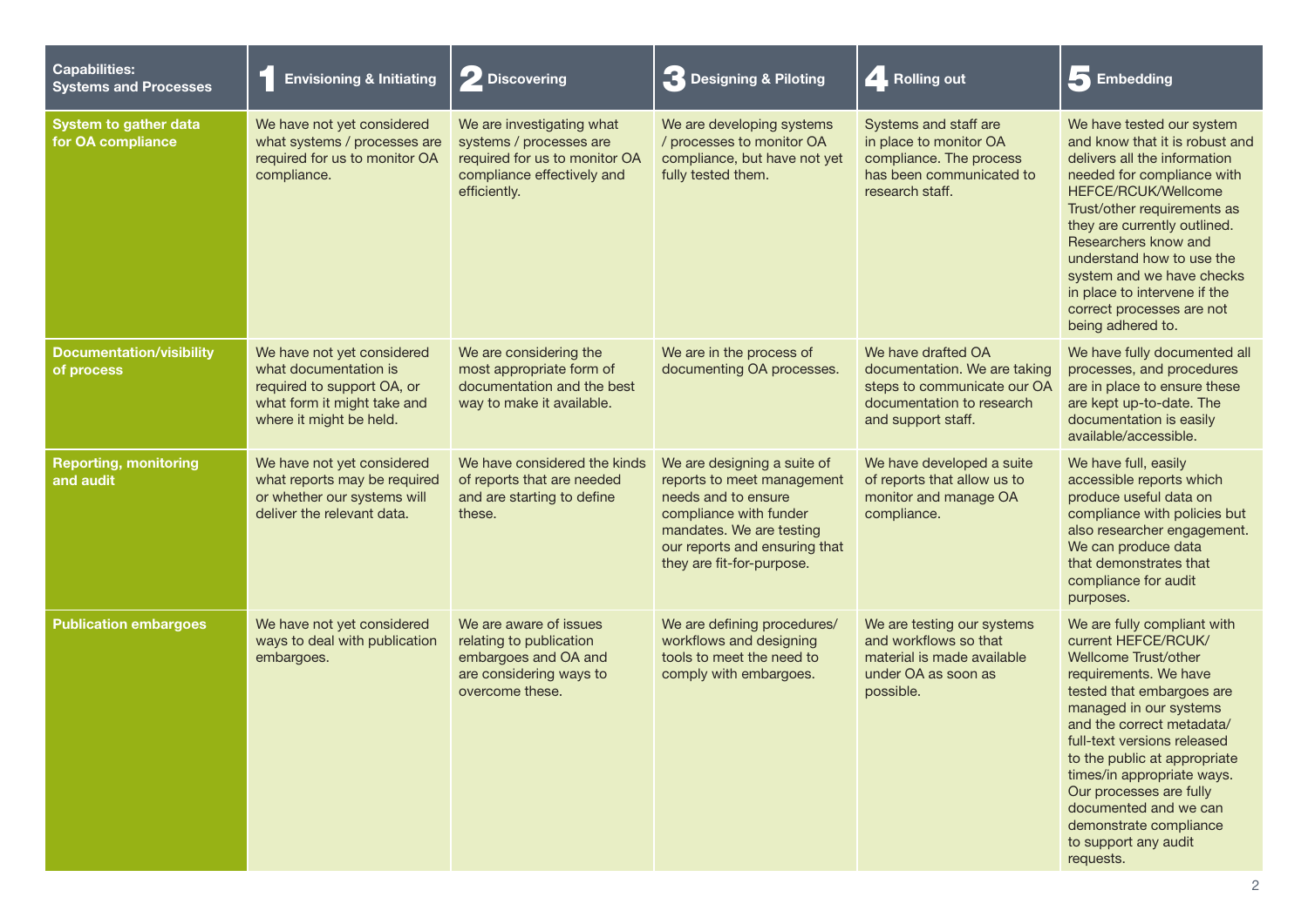| Capabilities: Systems and Processes | 1 Envisioning & Initiating | 2 Discovering | 3 Designing & Piloting | 4 Rolling out | 5 Embedding |
|---|---|---|---|---|---|
| **System to gather data for OA compliance** | We have not yet considered what systems / processes are required for us to monitor OA compliance. | We are investigating what systems / processes are required for us to monitor OA compliance effectively and efficiently. | We are developing systems / processes to monitor OA compliance, but have not yet fully tested them. | Systems and staff are in place to monitor OA compliance. The process has been communicated to research staff. | We have tested our system and know that it is robust and delivers all the information needed for compliance with HEFCE/RCUK/Wellcome Trust/other requirements as they are currently outlined. Researchers know and understand how to use the system and we have checks in place to intervene if the correct processes are not being adhered to. |
| **Documentation/visibility of process** | We have not yet considered what documentation is required to support OA, or what form it might take and where it might be held. | We are considering the most appropriate form of documentation and the best way to make it available. | We are in the process of documenting OA processes. | We have drafted OA documentation. We are taking steps to communicate our OA documentation to research and support staff. | We have fully documented all processes, and procedures are in place to ensure these are kept up-to-date. The documentation is easily available/accessible. |
| **Reporting, monitoring and audit** | We have not yet considered what reports may be required or whether our systems will deliver the relevant data. | We have considered the kinds of reports that are needed and are starting to define these. | We are designing a suite of reports to meet management needs and to ensure compliance with funder mandates. We are testing our reports and ensuring that they are fit-for-purpose. | We have developed a suite of reports that allow us to monitor and manage OA compliance. | We have full, easily accessible reports which produce useful data on compliance with policies but also researcher engagement. We can produce data that demonstrates that compliance for audit purposes. |
| **Publication embargoes** | We have not yet considered ways to deal with publication embargoes. | We are aware of issues relating to publication embargoes and OA and are considering ways to overcome these. | We are defining procedures/ workflows and designing tools to meet the need to comply with embargoes. | We are testing our systems and workflows so that material is made available under OA as soon as possible. | We are fully compliant with current HEFCE/RCUK/ Wellcome Trust/other requirements. We have tested that embargoes are managed in our systems and the correct metadata/ full-text versions released to the public at appropriate times/in appropriate ways. Our processes are fully documented and we can demonstrate compliance to support any audit requests. |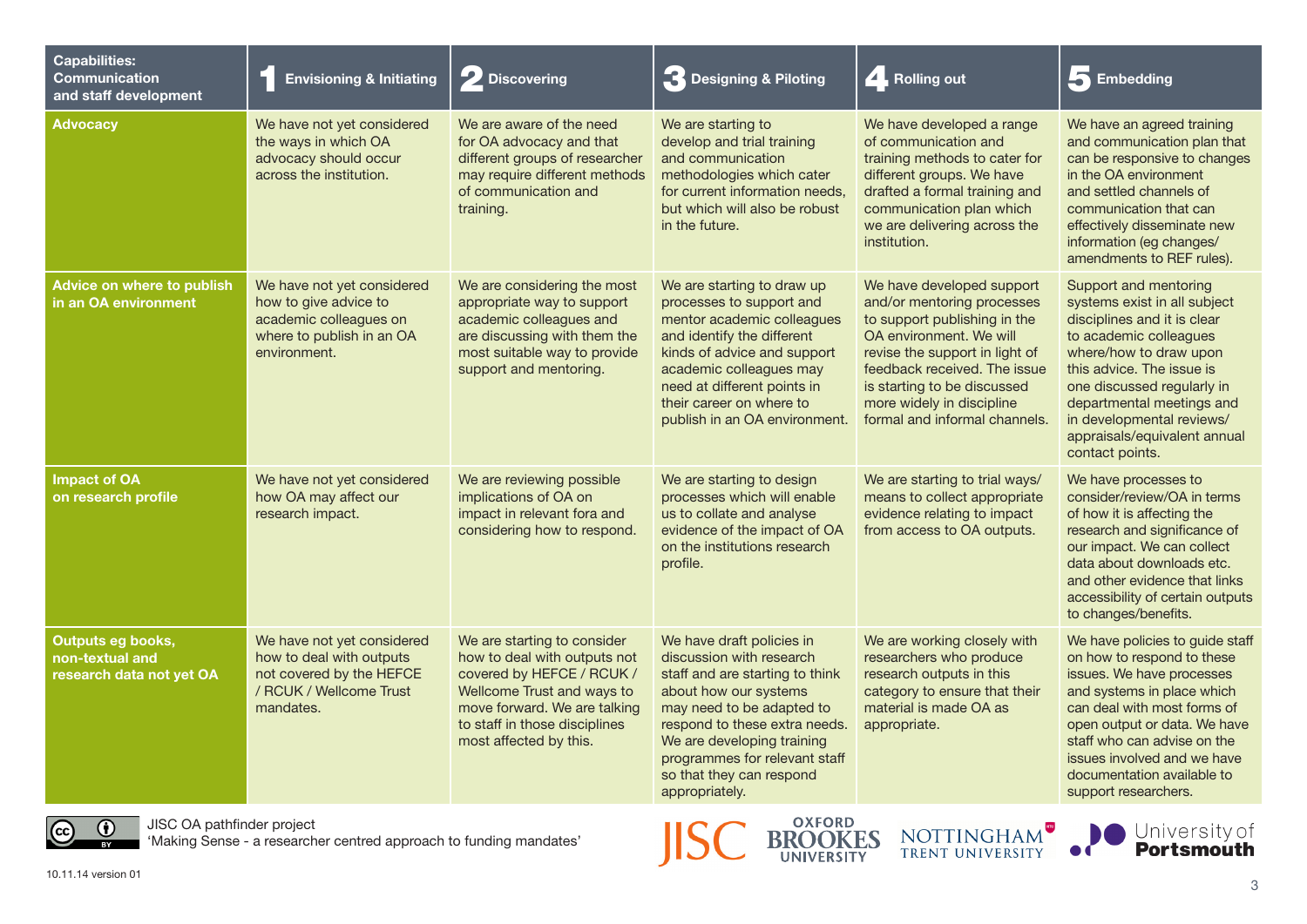| Capabilities: Communication and staff development | 1 Envisioning & Initiating | 2 Discovering | 3 Designing & Piloting | 4 Rolling out | 5 Embedding |
|---|---|---|---|---|---|
| **Advocacy** | We have not yet considered the ways in which OA advocacy should occur across the institution. | We are aware of the need for OA advocacy and that different groups of researcher may require different methods of communication and training. | We are starting to develop and trial training and communication methodologies which cater for current information needs, but which will also be robust in the future. | We have developed a range of communication and training methods to cater for different groups. We have drafted a formal training and communication plan which we are delivering across the institution. | We have an agreed training and communication plan that can be responsive to changes in the OA environment and settled channels of communication that can effectively disseminate new information (eg changes/ amendments to REF rules). |
| **Advice on where to publish in an OA environment** | We have not yet considered how to give advice to academic colleagues on where to publish in an OA environment. | We are considering the most appropriate way to support academic colleagues and are discussing with them the most suitable way to provide support and mentoring. | We are starting to draw up processes to support and mentor academic colleagues and identify the different kinds of advice and support academic colleagues may need at different points in their career on where to publish in an OA environment. | We have developed support and/or mentoring processes to support publishing in the OA environment. We will revise the support in light of feedback received. The issue is starting to be discussed more widely in discipline formal and informal channels. | Support and mentoring systems exist in all subject disciplines and it is clear to academic colleagues where/how to draw upon this advice. The issue is one discussed regularly in departmental meetings and in developmental reviews/ appraisals/equivalent annual contact points. |
| **Impact of OA on research profile** | We have not yet considered how OA may affect our research impact. | We are reviewing possible implications of OA on impact in relevant fora and considering how to respond. | We are starting to design processes which will enable us to collate and analyse evidence of the impact of OA on the institutions research profile. | We are starting to trial ways/ means to collect appropriate evidence relating to impact from access to OA outputs. | We have processes to consider/review/OA in terms of how it is affecting the research and significance of our impact. We can collect data about downloads etc. and other evidence that links accessibility of certain outputs to changes/benefits. |
| **Outputs eg books, non-textual and research data not yet OA** | We have not yet considered how to deal with outputs not covered by the HEFCE / RCUK / Wellcome Trust mandates. | We are starting to consider how to deal with outputs not covered by HEFCE / RCUK / Wellcome Trust and ways to move forward. We are talking to staff in those disciplines most affected by this. | We have draft policies in discussion with research staff and are starting to think about how our systems may need to be adapted to respond to these extra needs. We are developing training programmes for relevant staff so that they can respond appropriately. | We are working closely with researchers who produce research outputs in this category to ensure that their material is made OA as appropriate. | We have policies to guide staff on how to respond to these issues. We have processes and systems in place which can deal with most forms of open output or data. We have staff who can advise on the issues involved and we have documentation available to support researchers. |

JISC OA pathfinder project
'Making Sense - a researcher centred approach to funding mandates'

JISC | Oxford Brookes University | Nottingham Trent University | University of Portsmouth

10.11.14 version 01